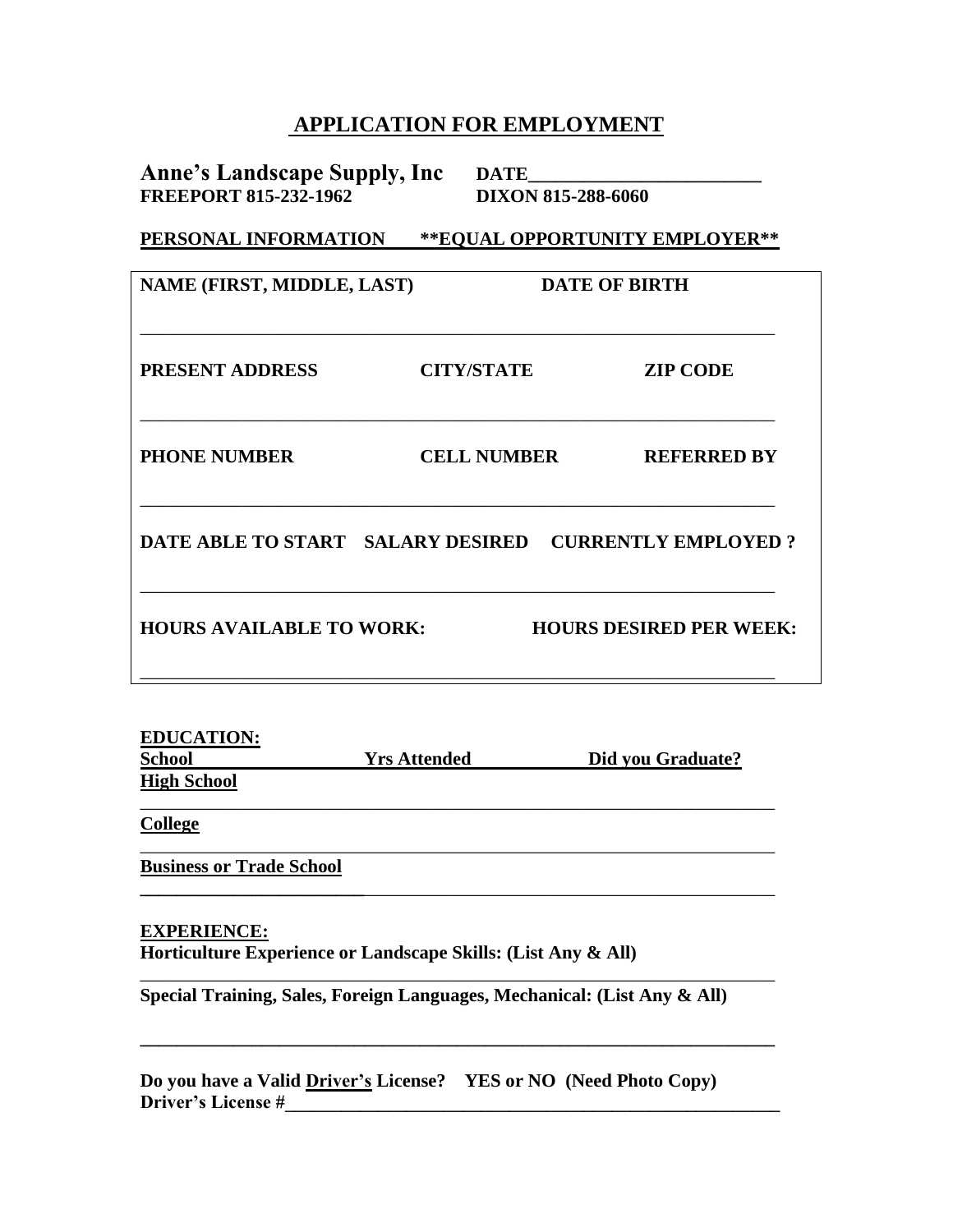# APPLICATION FOR EMPLOYMENT

**Anne's Landscape Supply, Inc** **DATE\_\_\_\_\_\_\_\_\_\_\_\_\_\_\_\_\_\_\_\_\_\_\_**
**FREEPORT 815-232-1962** **DIXON 815-288-6060**

**PERSONAL INFORMATION** **\*\*EQUAL OPPORTUNITY EMPLOYER\*\***

| NAME (FIRST, MIDDLE, LAST) | | DATE OF BIRTH |
|---|---|---|
| | | |
| **PRESENT ADDRESS** | **CITY/STATE** | **ZIP CODE** |
| | | |
| **PHONE NUMBER** | **CELL NUMBER** | **REFERRED BY** |
| | | |
| **DATE ABLE TO START** | **SALARY DESIRED** | **CURRENTLY EMPLOYED ?** |
| | | |
| **HOURS AVAILABLE TO WORK:** | | **HOURS DESIRED PER WEEK:** |
| | | |

**EDUCATION:**

| School | Yrs Attended | Did you Graduate? |
|---|---|---|
| **High School** | | |
| **College** | | |
| **Business or Trade School** | | |

**EXPERIENCE:**

**Horticulture Experience or Landscape Skills: (List Any & All)**

\_\_\_\_\_\_\_\_\_\_\_\_\_\_\_\_\_\_\_\_\_\_\_\_\_\_\_\_\_\_\_\_\_\_\_\_\_\_\_\_\_\_\_\_\_\_\_\_\_\_\_\_\_\_\_\_\_\_\_\_\_\_\_\_\_\_

**Special Training, Sales, Foreign Languages, Mechanical: (List Any & All)**

\_\_\_\_\_\_\_\_\_\_\_\_\_\_\_\_\_\_\_\_\_\_\_\_\_\_\_\_\_\_\_\_\_\_\_\_\_\_\_\_\_\_\_\_\_\_\_\_\_\_\_\_\_\_\_\_\_\_\_\_\_\_\_\_\_\_

**Do you have a Valid Driver's License? YES or NO (Need Photo Copy)**
**Driver's License #\_\_\_\_\_\_\_\_\_\_\_\_\_\_\_\_\_\_\_\_\_\_\_\_\_\_\_\_\_\_\_\_\_\_\_\_\_\_\_\_\_\_\_\_\_\_\_\_\_\_\_\_\_\_\_**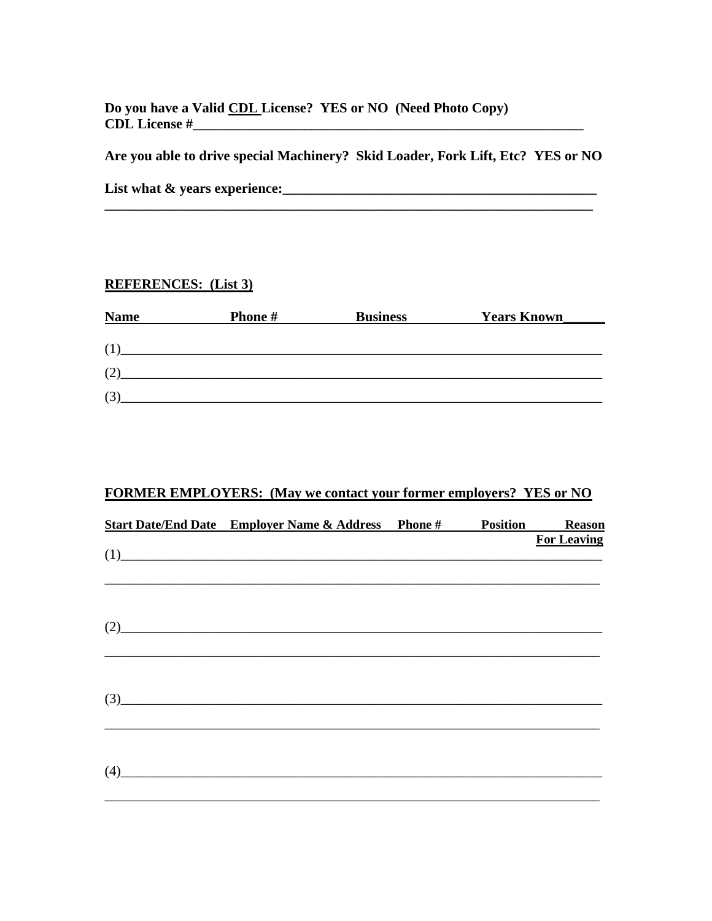**Do you have a Valid <u>CDL</u> License? YES or NO (Need Photo Copy)**
**CDL License #______________________________________________________________**

**Are you able to drive special Machinery? Skid Loader, Fork Lift, Etc? YES or NO**

**List what & years experience:______________________________________________**
**__________________________________________________________________________**

**<u>REFERENCES: (List 3)</u>**

| Name | Phone # | Business | Years Known |
|---|---|---|---|
| (1) | | | |
| (2) | | | |
| (3) | | | |

**<u>FORMER EMPLOYERS: (May we contact your former employers? YES or NO</u>**

| Start Date/End Date | Employer Name & Address | Phone # | Position | Reason For Leaving |
|---|---|---|---|---|
| (1) | | | | |
| (2) | | | | |
| (3) | | | | |
| (4) | | | | |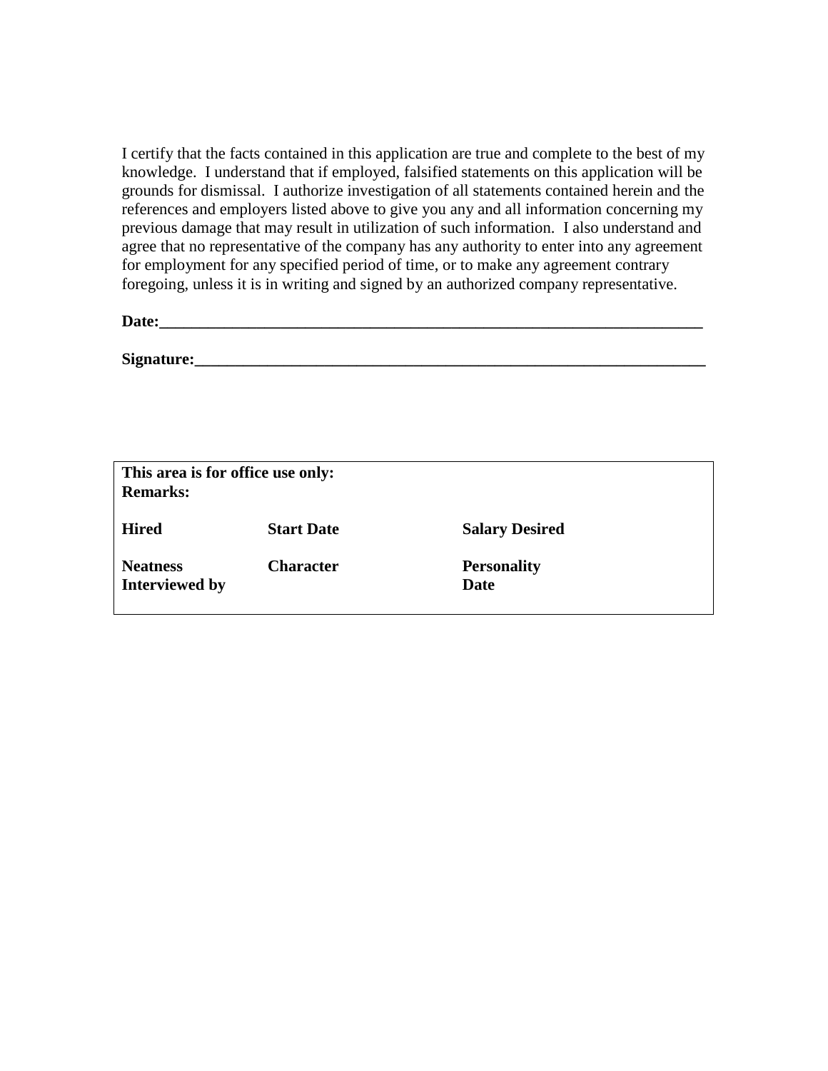I certify that the facts contained in this application are true and complete to the best of my knowledge. I understand that if employed, falsified statements on this application will be grounds for dismissal. I authorize investigation of all statements contained herein and the references and employers listed above to give you any and all information concerning my previous damage that may result in utilization of such information. I also understand and agree that no representative of the company has any authority to enter into any agreement for employment for any specified period of time, or to make any agreement contrary foregoing, unless it is in writing and signed by an authorized company representative.

**Date:**_______________________________________________________________________

**Signature:**___________________________________________________________________

| | | |
|---|---|---|
| **This area is for office use only:** | | |
| **Remarks:** | | |
| **Hired** | **Start Date** | **Salary Desired** |
| **Neatness** | **Character** | **Personality** |
| **Interviewed by** | | **Date** |